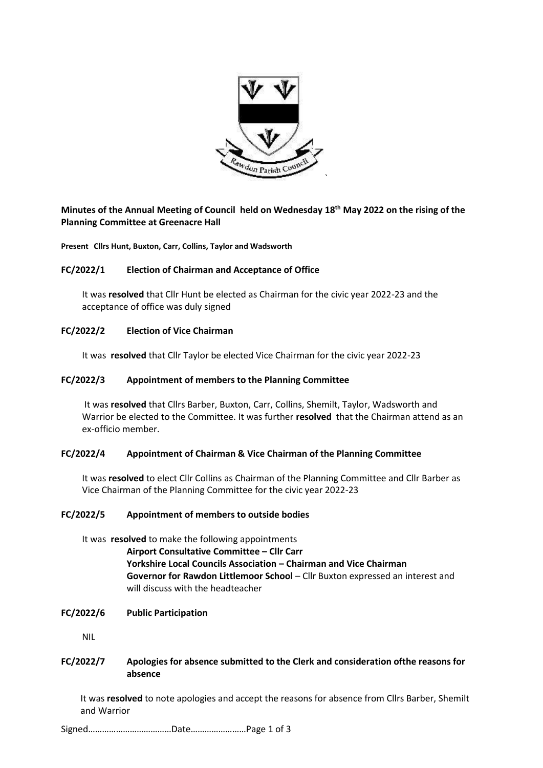**Minutes of the Annual Meeting of Council held on Wednesday 18th May 2022 on the rising of the Planning Committee at Greenacre Hall**

**Present Cllrs Hunt, Buxton, Carr, Collins, Taylor and Wadsworth**

### FC/2022/1 Election of Chairman and Acceptance of Office

It was **resolved** that Cllr Hunt be elected as Chairman for the civic year 2022-23 and the acceptance of office was duly signed

### FC/2022/2 Election of Vice Chairman

It was **resolved** that Cllr Taylor be elected Vice Chairman for the civic year 2022-23

### FC/2022/3 Appointment of members to the Planning Committee

It was **resolved** that Cllrs Barber, Buxton, Carr, Collins, Shemilt, Taylor, Wadsworth and Warrior be elected to the Committee. It was further **resolved** that the Chairman attend as an ex-officio member.

### FC/2022/4 Appointment of Chairman & Vice Chairman of the Planning Committee

It was **resolved** to elect Cllr Collins as Chairman of the Planning Committee and Cllr Barber as Vice Chairman of the Planning Committee for the civic year 2022-23

### FC/2022/5 Appointment of members to outside bodies

It was **resolved** to make the following appointments

**Airport Consultative Committee – Cllr Carr**
**Yorkshire Local Councils Association – Chairman and Vice Chairman**
**Governor for Rawdon Littlemoor School** – Cllr Buxton expressed an interest and will discuss with the headteacher

### FC/2022/6 Public Participation

NIL

### FC/2022/7 Apologies for absence submitted to the Clerk and consideration ofthe reasons for absence

It was **resolved** to note apologies and accept the reasons for absence from Cllrs Barber, Shemilt and Warrior

Signed………………………………Date……………………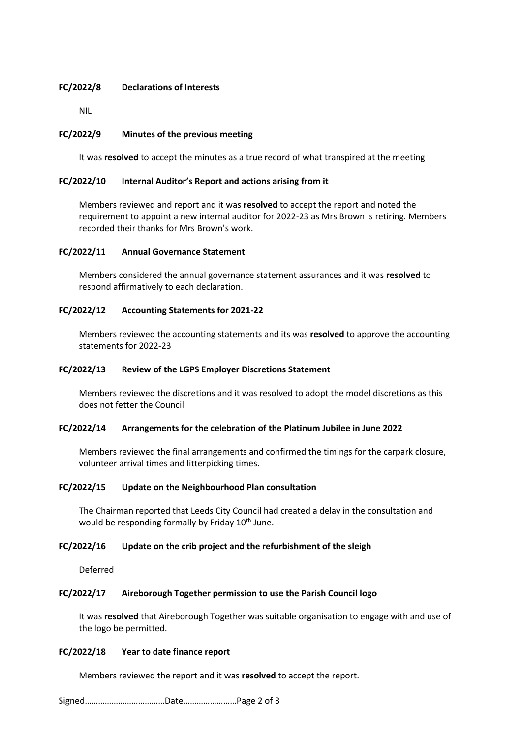**FC/2022/8 Declarations of Interests**

NIL

**FC/2022/9 Minutes of the previous meeting**

It was **resolved** to accept the minutes as a true record of what transpired at the meeting

**FC/2022/10 Internal Auditor's Report and actions arising from it**

Members reviewed and report and it was **resolved** to accept the report and noted the requirement to appoint a new internal auditor for 2022-23 as Mrs Brown is retiring. Members recorded their thanks for Mrs Brown's work.

**FC/2022/11 Annual Governance Statement**

Members considered the annual governance statement assurances and it was **resolved** to respond affirmatively to each declaration.

**FC/2022/12 Accounting Statements for 2021-22**

Members reviewed the accounting statements and its was **resolved** to approve the accounting statements for 2022-23

**FC/2022/13 Review of the LGPS Employer Discretions Statement**

Members reviewed the discretions and it was resolved to adopt the model discretions as this does not fetter the Council

**FC/2022/14 Arrangements for the celebration of the Platinum Jubilee in June 2022**

Members reviewed the final arrangements and confirmed the timings for the carpark closure, volunteer arrival times and litterpicking times.

**FC/2022/15 Update on the Neighbourhood Plan consultation**

The Chairman reported that Leeds City Council had created a delay in the consultation and would be responding formally by Friday 10th June.

**FC/2022/16 Update on the crib project and the refurbishment of the sleigh**

Deferred

**FC/2022/17 Aireborough Together permission to use the Parish Council logo**

It was **resolved** that Aireborough Together was suitable organisation to engage with and use of the logo be permitted.

**FC/2022/18 Year to date finance report**

Members reviewed the report and it was **resolved** to accept the report.

Signed……………………………Date……………………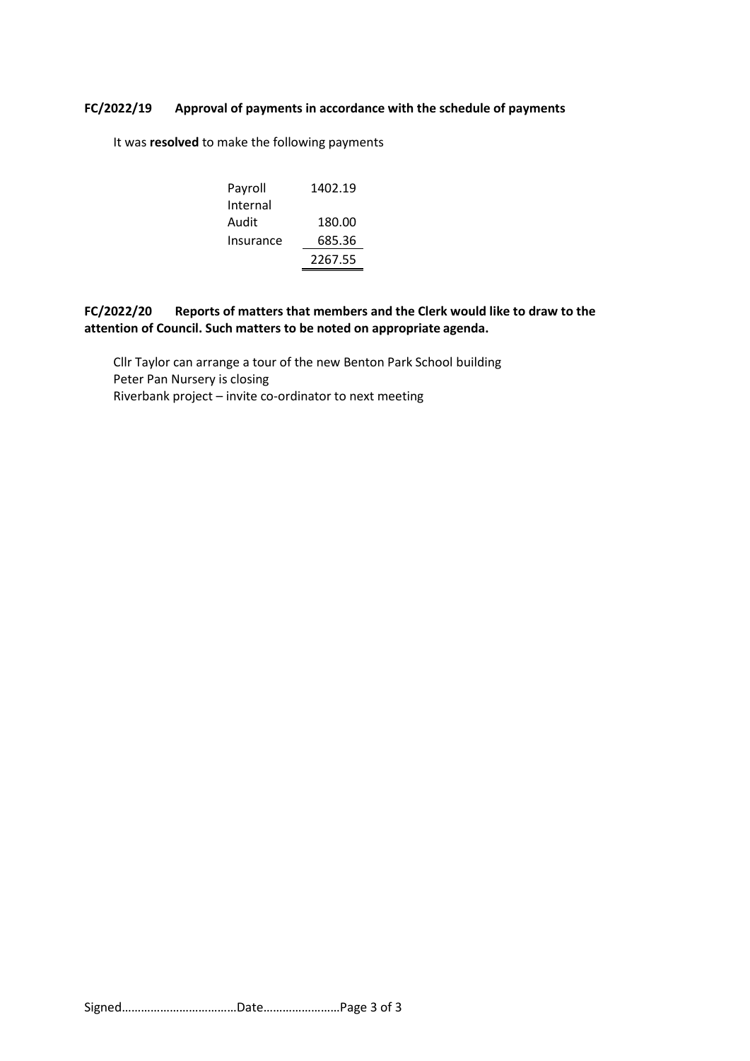**FC/2022/19 Approval of payments in accordance with the schedule of payments**

It was **resolved** to make the following payments

| | |
|---|---|
| Payroll | 1402.19 |
| Internal Audit | 180.00 |
| Insurance | 685.36 |
| | 2267.55 |

**FC/2022/20 Reports of matters that members and the Clerk would like to draw to the attention of Council. Such matters to be noted on appropriate agenda.**

Cllr Taylor can arrange a tour of the new Benton Park School building
Peter Pan Nursery is closing
Riverbank project – invite co-ordinator to next meeting

Signed………………………………Date……………………